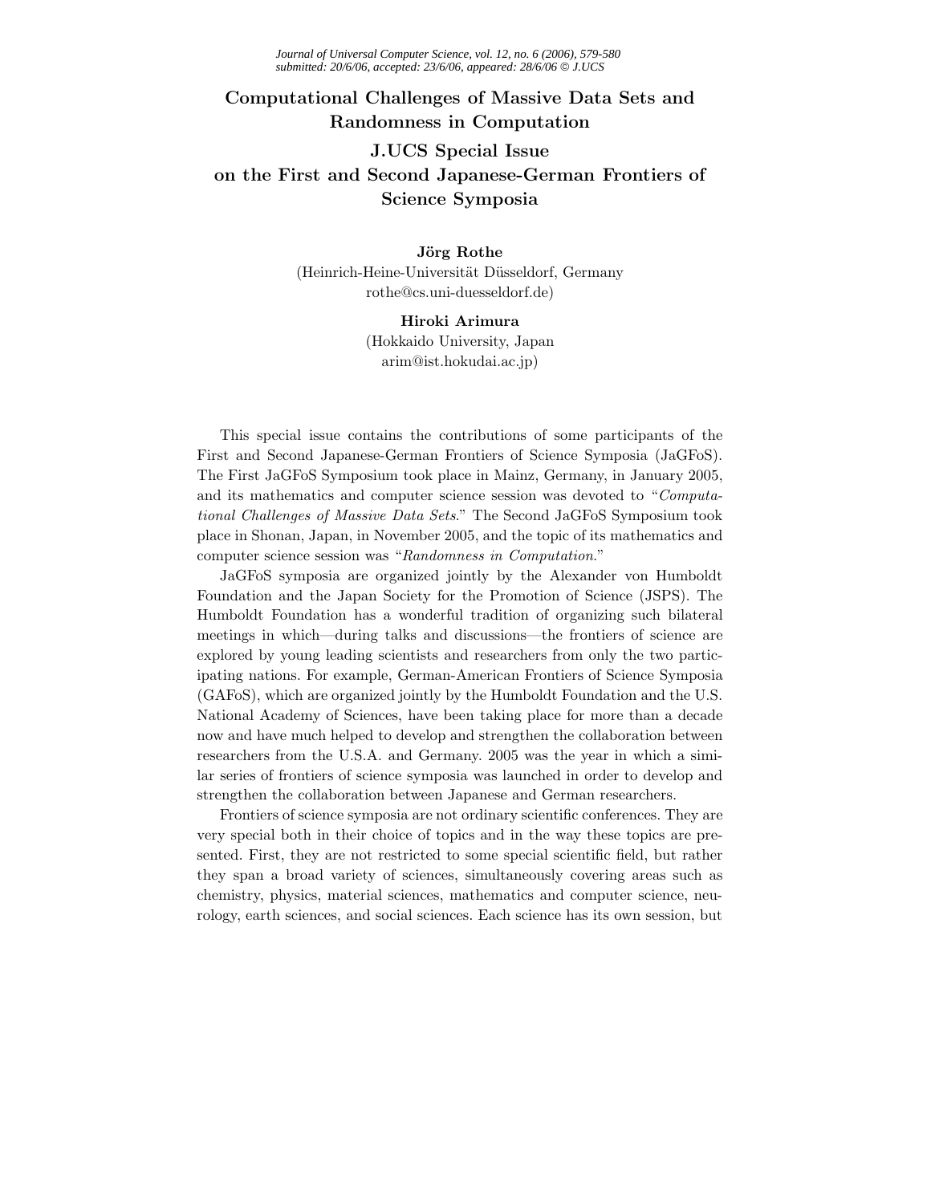# Computational Challenges of Massive Data Sets and Randomness in Computation

## J.UCS Special Issue on the First and Second Japanese-German Frontiers of Science Symposia

**Jörg Rothe**
(Heinrich-Heine-Universität Düsseldorf, Germany
rothe@cs.uni-duesseldorf.de)

**Hiroki Arimura**
(Hokkaido University, Japan
arim@ist.hokudai.ac.jp)

This special issue contains the contributions of some participants of the First and Second Japanese-German Frontiers of Science Symposia (JaGFoS). The First JaGFoS Symposium took place in Mainz, Germany, in January 2005, and its mathematics and computer science session was devoted to "*Computational Challenges of Massive Data Sets*." The Second JaGFoS Symposium took place in Shonan, Japan, in November 2005, and the topic of its mathematics and computer science session was "*Randomness in Computation*."

JaGFoS symposia are organized jointly by the Alexander von Humboldt Foundation and the Japan Society for the Promotion of Science (JSPS). The Humboldt Foundation has a wonderful tradition of organizing such bilateral meetings in which—during talks and discussions—the frontiers of science are explored by young leading scientists and researchers from only the two participating nations. For example, German-American Frontiers of Science Symposia (GAFoS), which are organized jointly by the Humboldt Foundation and the U.S. National Academy of Sciences, have been taking place for more than a decade now and have much helped to develop and strengthen the collaboration between researchers from the U.S.A. and Germany. 2005 was the year in which a similar series of frontiers of science symposia was launched in order to develop and strengthen the collaboration between Japanese and German researchers.

Frontiers of science symposia are not ordinary scientific conferences. They are very special both in their choice of topics and in the way these topics are presented. First, they are not restricted to some special scientific field, but rather they span a broad variety of sciences, simultaneously covering areas such as chemistry, physics, material sciences, mathematics and computer science, neurology, earth sciences, and social sciences. Each science has its own session, but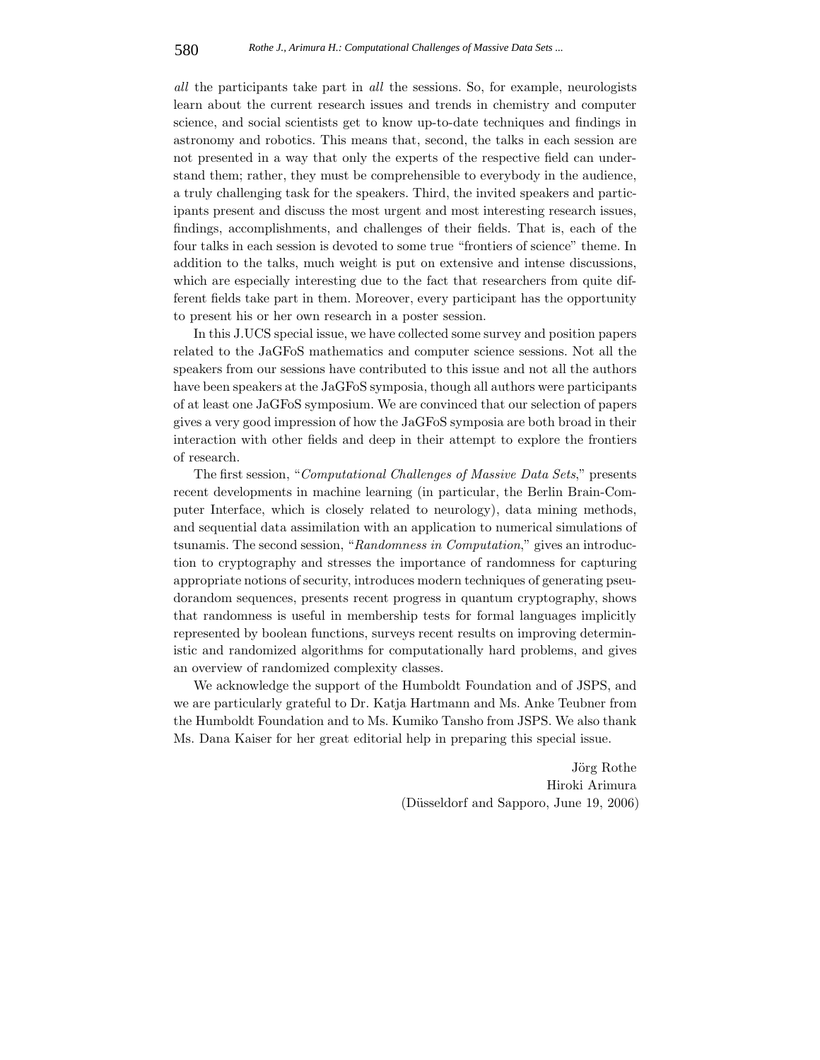*all* the participants take part in *all* the sessions. So, for example, neurologists learn about the current research issues and trends in chemistry and computer science, and social scientists get to know up-to-date techniques and findings in astronomy and robotics. This means that, second, the talks in each session are not presented in a way that only the experts of the respective field can understand them; rather, they must be comprehensible to everybody in the audience, a truly challenging task for the speakers. Third, the invited speakers and participants present and discuss the most urgent and most interesting research issues, findings, accomplishments, and challenges of their fields. That is, each of the four talks in each session is devoted to some true "frontiers of science" theme. In addition to the talks, much weight is put on extensive and intense discussions, which are especially interesting due to the fact that researchers from quite different fields take part in them. Moreover, every participant has the opportunity to present his or her own research in a poster session.

In this J.UCS special issue, we have collected some survey and position papers related to the JaGFoS mathematics and computer science sessions. Not all the speakers from our sessions have contributed to this issue and not all the authors have been speakers at the JaGFoS symposia, though all authors were participants of at least one JaGFoS symposium. We are convinced that our selection of papers gives a very good impression of how the JaGFoS symposia are both broad in their interaction with other fields and deep in their attempt to explore the frontiers of research.

The first session, "*Computational Challenges of Massive Data Sets*," presents recent developments in machine learning (in particular, the Berlin Brain-Computer Interface, which is closely related to neurology), data mining methods, and sequential data assimilation with an application to numerical simulations of tsunamis. The second session, "*Randomness in Computation*," gives an introduction to cryptography and stresses the importance of randomness for capturing appropriate notions of security, introduces modern techniques of generating pseudorandom sequences, presents recent progress in quantum cryptography, shows that randomness is useful in membership tests for formal languages implicitly represented by boolean functions, surveys recent results on improving deterministic and randomized algorithms for computationally hard problems, and gives an overview of randomized complexity classes.

We acknowledge the support of the Humboldt Foundation and of JSPS, and we are particularly grateful to Dr. Katja Hartmann and Ms. Anke Teubner from the Humboldt Foundation and to Ms. Kumiko Tansho from JSPS. We also thank Ms. Dana Kaiser for her great editorial help in preparing this special issue.

Jörg Rothe
Hiroki Arimura
(Düsseldorf and Sapporo, June 19, 2006)